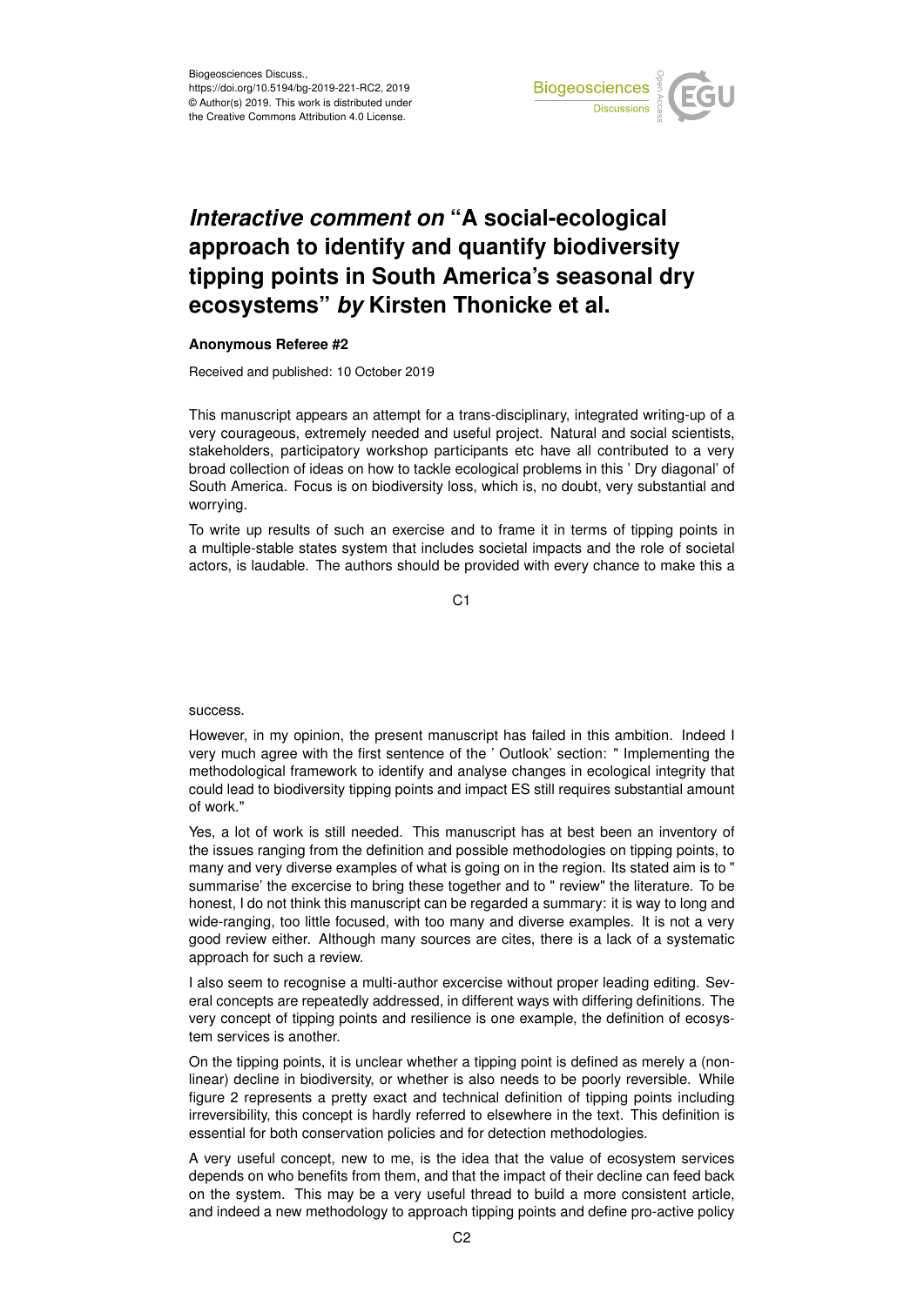Biogeosciences Discuss.,
https://doi.org/10.5194/bg-2019-221-RC2, 2019
© Author(s) 2019. This work is distributed under
the Creative Commons Attribution 4.0 License.

# *Interactive comment on* "A social-ecological approach to identify and quantify biodiversity tipping points in South America's seasonal dry ecosystems" *by* Kirsten Thonicke et al.

**Anonymous Referee #2**

Received and published: 10 October 2019

This manuscript appears an attempt for a trans-disciplinary, integrated writing-up of a very courageous, extremely needed and useful project. Natural and social scientists, stakeholders, participatory workshop participants etc have all contributed to a very broad collection of ideas on how to tackle ecological problems in this ' Dry diagonal' of South America. Focus is on biodiversity loss, which is, no doubt, very substantial and worrying.

To write up results of such an exercise and to frame it in terms of tipping points in a multiple-stable states system that includes societal impacts and the role of societal actors, is laudable. The authors should be provided with every chance to make this a success.

However, in my opinion, the present manuscript has failed in this ambition. Indeed I very much agree with the first sentence of the ' Outlook' section: " Implementing the methodological framework to identify and analyse changes in ecological integrity that could lead to biodiversity tipping points and impact ES still requires substantial amount of work."

Yes, a lot of work is still needed. This manuscript has at best been an inventory of the issues ranging from the definition and possible methodologies on tipping points, to many and very diverse examples of what is going on in the region. Its stated aim is to " summarise' the excercise to bring these together and to " review" the literature. To be honest, I do not think this manuscript can be regarded a summary: it is way to long and wide-ranging, too little focused, with too many and diverse examples. It is not a very good review either. Although many sources are cites, there is a lack of a systematic approach for such a review.

I also seem to recognise a multi-author excercise without proper leading editing. Several concepts are repeatedly addressed, in different ways with differing definitions. The very concept of tipping points and resilience is one example, the definition of ecosystem services is another.

On the tipping points, it is unclear whether a tipping point is defined as merely a (non-linear) decline in biodiversity, or whether is also needs to be poorly reversible. While figure 2 represents a pretty exact and technical definition of tipping points including irreversibility, this concept is hardly referred to elsewhere in the text. This definition is essential for both conservation policies and for detection methodologies.

A very useful concept, new to me, is the idea that the value of ecosystem services depends on who benefits from them, and that the impact of their decline can feed back on the system. This may be a very useful thread to build a more consistent article, and indeed a new methodology to approach tipping points and define pro-active policy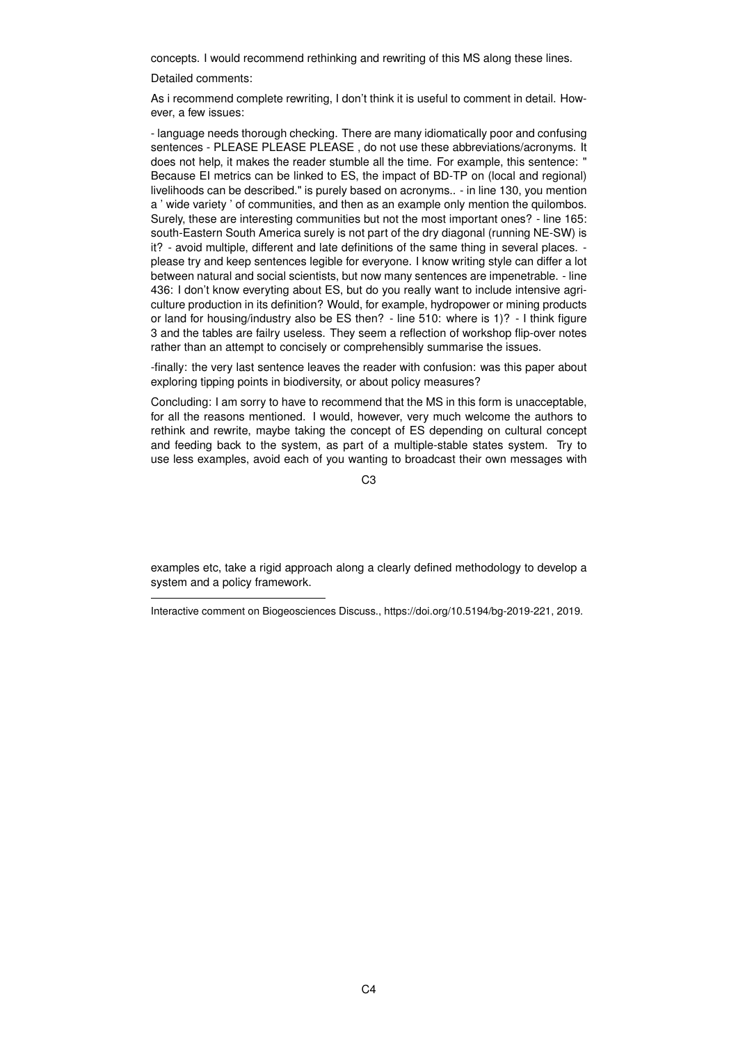concepts. I would recommend rethinking and rewriting of this MS along these lines.

Detailed comments:

As i recommend complete rewriting, I don't think it is useful to comment in detail. However, a few issues:

- language needs thorough checking. There are many idiomatically poor and confusing sentences - PLEASE PLEASE PLEASE , do not use these abbreviations/acronyms. It does not help, it makes the reader stumble all the time. For example, this sentence: " Because EI metrics can be linked to ES, the impact of BD-TP on (local and regional) livelihoods can be described." is purely based on acronyms.. - in line 130, you mention a ' wide variety ' of communities, and then as an example only mention the quilombos. Surely, these are interesting communities but not the most important ones? - line 165: south-Eastern South America surely is not part of the dry diagonal (running NE-SW) is it? - avoid multiple, different and late definitions of the same thing in several places. - please try and keep sentences legible for everyone. I know writing style can differ a lot between natural and social scientists, but now many sentences are impenetrable. - line 436: I don't know everyting about ES, but do you really want to include intensive agriculture production in its definition? Would, for example, hydropower or mining products or land for housing/industry also be ES then? - line 510: where is 1)? - I think figure 3 and the tables are failry useless. They seem a reflection of workshop flip-over notes rather than an attempt to concisely or comprehensibly summarise the issues.

-finally: the very last sentence leaves the reader with confusion: was this paper about exploring tipping points in biodiversity, or about policy measures?

Concluding: I am sorry to have to recommend that the MS in this form is unacceptable, for all the reasons mentioned. I would, however, very much welcome the authors to rethink and rewrite, maybe taking the concept of ES depending on cultural concept and feeding back to the system, as part of a multiple-stable states system. Try to use less examples, avoid each of you wanting to broadcast their own messages with examples etc, take a rigid approach along a clearly defined methodology to develop a system and a policy framework.

---

Interactive comment on Biogeosciences Discuss., https://doi.org/10.5194/bg-2019-221, 2019.